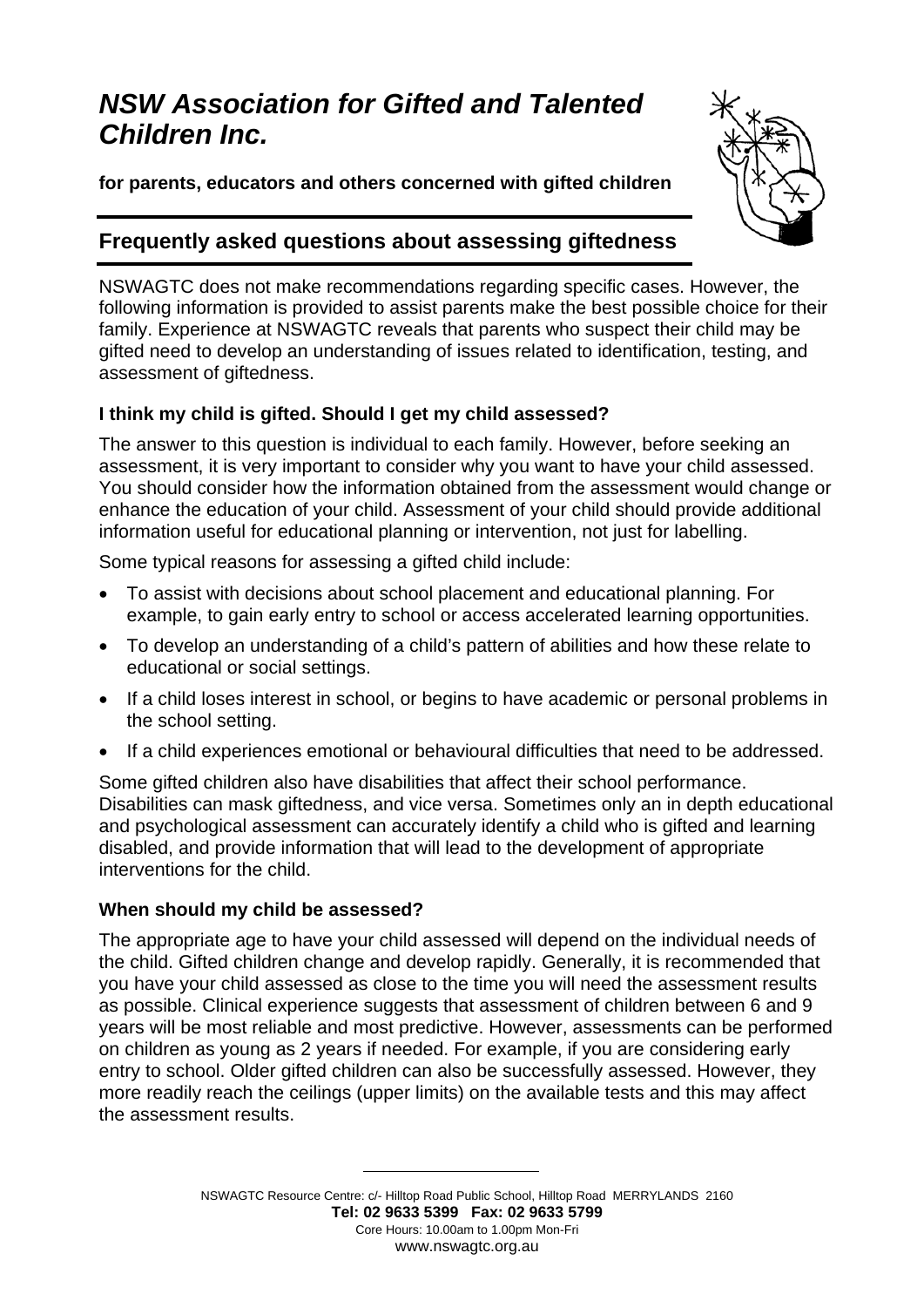# *NSW Association for Gifted and Talented Children Inc.*

**for parents, educators and others concerned with gifted children**

## Frequently asked questions about assessing giftedness

NSWAGTC does not make recommendations regarding specific cases. However, the following information is provided to assist parents make the best possible choice for their family. Experience at NSWAGTC reveals that parents who suspect their child may be gifted need to develop an understanding of issues related to identification, testing, and assessment of giftedness.

### I think my child is gifted. Should I get my child assessed?

The answer to this question is individual to each family. However, before seeking an assessment, it is very important to consider why you want to have your child assessed. You should consider how the information obtained from the assessment would change or enhance the education of your child. Assessment of your child should provide additional information useful for educational planning or intervention, not just for labelling.

Some typical reasons for assessing a gifted child include:

- To assist with decisions about school placement and educational planning. For example, to gain early entry to school or access accelerated learning opportunities.
- To develop an understanding of a child's pattern of abilities and how these relate to educational or social settings.
- If a child loses interest in school, or begins to have academic or personal problems in the school setting.
- If a child experiences emotional or behavioural difficulties that need to be addressed.

Some gifted children also have disabilities that affect their school performance. Disabilities can mask giftedness, and vice versa. Sometimes only an in depth educational and psychological assessment can accurately identify a child who is gifted and learning disabled, and provide information that will lead to the development of appropriate interventions for the child.

### When should my child be assessed?

The appropriate age to have your child assessed will depend on the individual needs of the child. Gifted children change and develop rapidly. Generally, it is recommended that you have your child assessed as close to the time you will need the assessment results as possible. Clinical experience suggests that assessment of children between 6 and 9 years will be most reliable and most predictive. However, assessments can be performed on children as young as 2 years if needed. For example, if you are considering early entry to school. Older gifted children can also be successfully assessed. However, they more readily reach the ceilings (upper limits) on the available tests and this may affect the assessment results.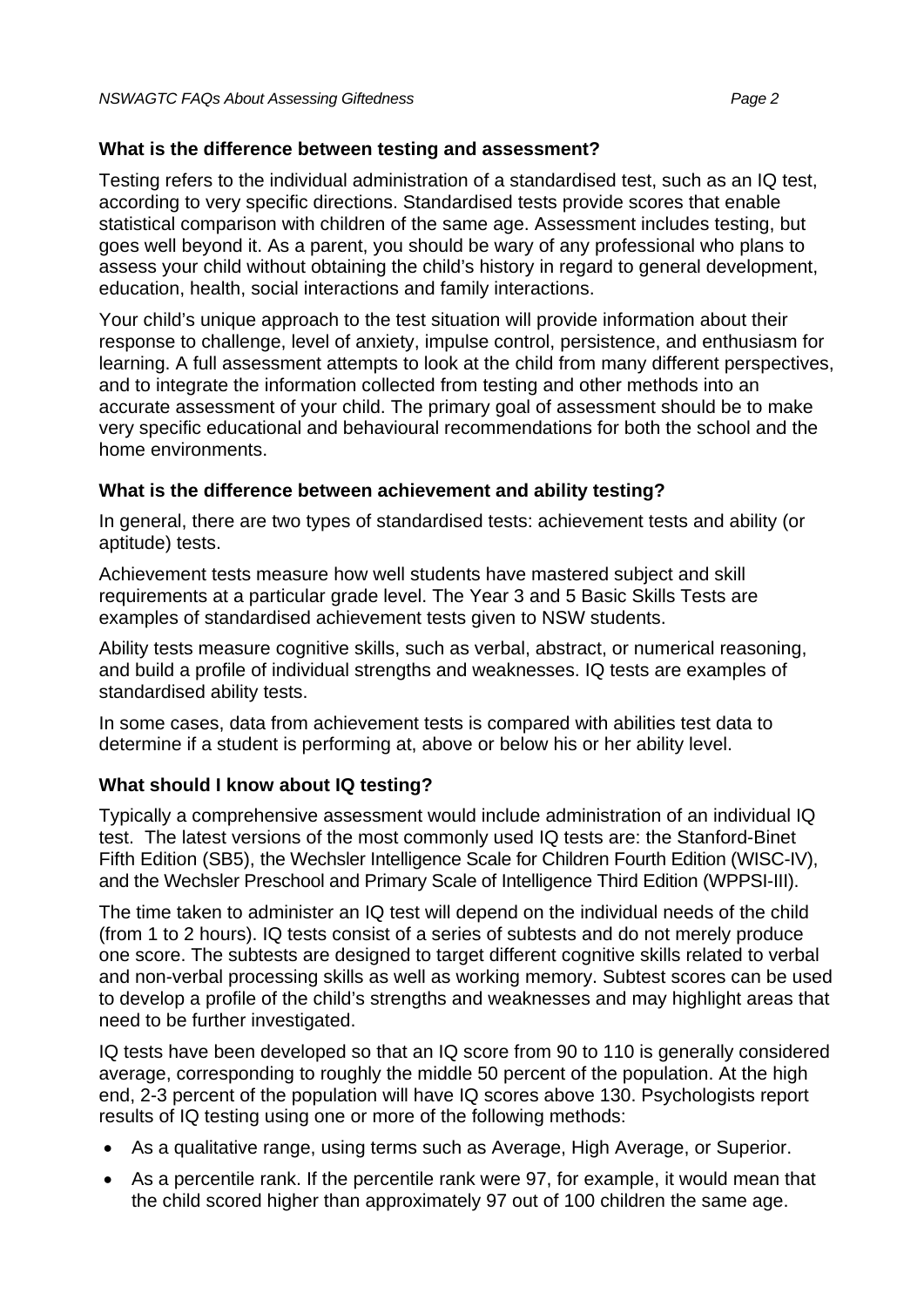**What is the difference between testing and assessment?**

Testing refers to the individual administration of a standardised test, such as an IQ test, according to very specific directions. Standardised tests provide scores that enable statistical comparison with children of the same age. Assessment includes testing, but goes well beyond it. As a parent, you should be wary of any professional who plans to assess your child without obtaining the child's history in regard to general development, education, health, social interactions and family interactions.

Your child's unique approach to the test situation will provide information about their response to challenge, level of anxiety, impulse control, persistence, and enthusiasm for learning. A full assessment attempts to look at the child from many different perspectives, and to integrate the information collected from testing and other methods into an accurate assessment of your child. The primary goal of assessment should be to make very specific educational and behavioural recommendations for both the school and the home environments.

**What is the difference between achievement and ability testing?**

In general, there are two types of standardised tests: achievement tests and ability (or aptitude) tests.

Achievement tests measure how well students have mastered subject and skill requirements at a particular grade level. The Year 3 and 5 Basic Skills Tests are examples of standardised achievement tests given to NSW students.

Ability tests measure cognitive skills, such as verbal, abstract, or numerical reasoning, and build a profile of individual strengths and weaknesses. IQ tests are examples of standardised ability tests.

In some cases, data from achievement tests is compared with abilities test data to determine if a student is performing at, above or below his or her ability level.

**What should I know about IQ testing?**

Typically a comprehensive assessment would include administration of an individual IQ test. The latest versions of the most commonly used IQ tests are: the Stanford-Binet Fifth Edition (SB5), the Wechsler Intelligence Scale for Children Fourth Edition (WISC-IV), and the Wechsler Preschool and Primary Scale of Intelligence Third Edition (WPPSI-III).

The time taken to administer an IQ test will depend on the individual needs of the child (from 1 to 2 hours). IQ tests consist of a series of subtests and do not merely produce one score. The subtests are designed to target different cognitive skills related to verbal and non-verbal processing skills as well as working memory. Subtest scores can be used to develop a profile of the child's strengths and weaknesses and may highlight areas that need to be further investigated.

IQ tests have been developed so that an IQ score from 90 to 110 is generally considered average, corresponding to roughly the middle 50 percent of the population. At the high end, 2-3 percent of the population will have IQ scores above 130. Psychologists report results of IQ testing using one or more of the following methods:

- As a qualitative range, using terms such as Average, High Average, or Superior.
- As a percentile rank. If the percentile rank were 97, for example, it would mean that the child scored higher than approximately 97 out of 100 children the same age.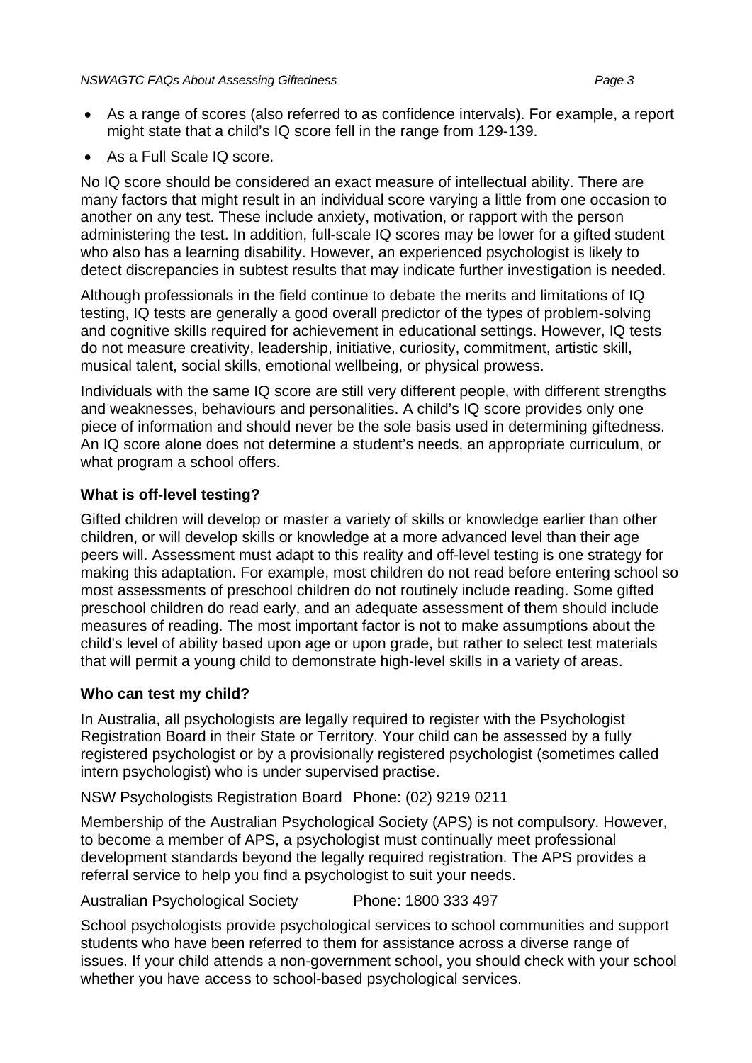- As a range of scores (also referred to as confidence intervals). For example, a report might state that a child's IQ score fell in the range from 129-139.
- As a Full Scale IQ score.

No IQ score should be considered an exact measure of intellectual ability. There are many factors that might result in an individual score varying a little from one occasion to another on any test. These include anxiety, motivation, or rapport with the person administering the test. In addition, full-scale IQ scores may be lower for a gifted student who also has a learning disability. However, an experienced psychologist is likely to detect discrepancies in subtest results that may indicate further investigation is needed.

Although professionals in the field continue to debate the merits and limitations of IQ testing, IQ tests are generally a good overall predictor of the types of problem-solving and cognitive skills required for achievement in educational settings. However, IQ tests do not measure creativity, leadership, initiative, curiosity, commitment, artistic skill, musical talent, social skills, emotional wellbeing, or physical prowess.

Individuals with the same IQ score are still very different people, with different strengths and weaknesses, behaviours and personalities. A child's IQ score provides only one piece of information and should never be the sole basis used in determining giftedness. An IQ score alone does not determine a student's needs, an appropriate curriculum, or what program a school offers.

### What is off-level testing?

Gifted children will develop or master a variety of skills or knowledge earlier than other children, or will develop skills or knowledge at a more advanced level than their age peers will. Assessment must adapt to this reality and off-level testing is one strategy for making this adaptation. For example, most children do not read before entering school so most assessments of preschool children do not routinely include reading. Some gifted preschool children do read early, and an adequate assessment of them should include measures of reading. The most important factor is not to make assumptions about the child's level of ability based upon age or upon grade, but rather to select test materials that will permit a young child to demonstrate high-level skills in a variety of areas.

### Who can test my child?

In Australia, all psychologists are legally required to register with the Psychologist Registration Board in their State or Territory. Your child can be assessed by a fully registered psychologist or by a provisionally registered psychologist (sometimes called intern psychologist) who is under supervised practise.

NSW Psychologists Registration Board Phone: (02) 9219 0211

Membership of the Australian Psychological Society (APS) is not compulsory. However, to become a member of APS, a psychologist must continually meet professional development standards beyond the legally required registration. The APS provides a referral service to help you find a psychologist to suit your needs.

Australian Psychological Society Phone: 1800 333 497

School psychologists provide psychological services to school communities and support students who have been referred to them for assistance across a diverse range of issues. If your child attends a non-government school, you should check with your school whether you have access to school-based psychological services.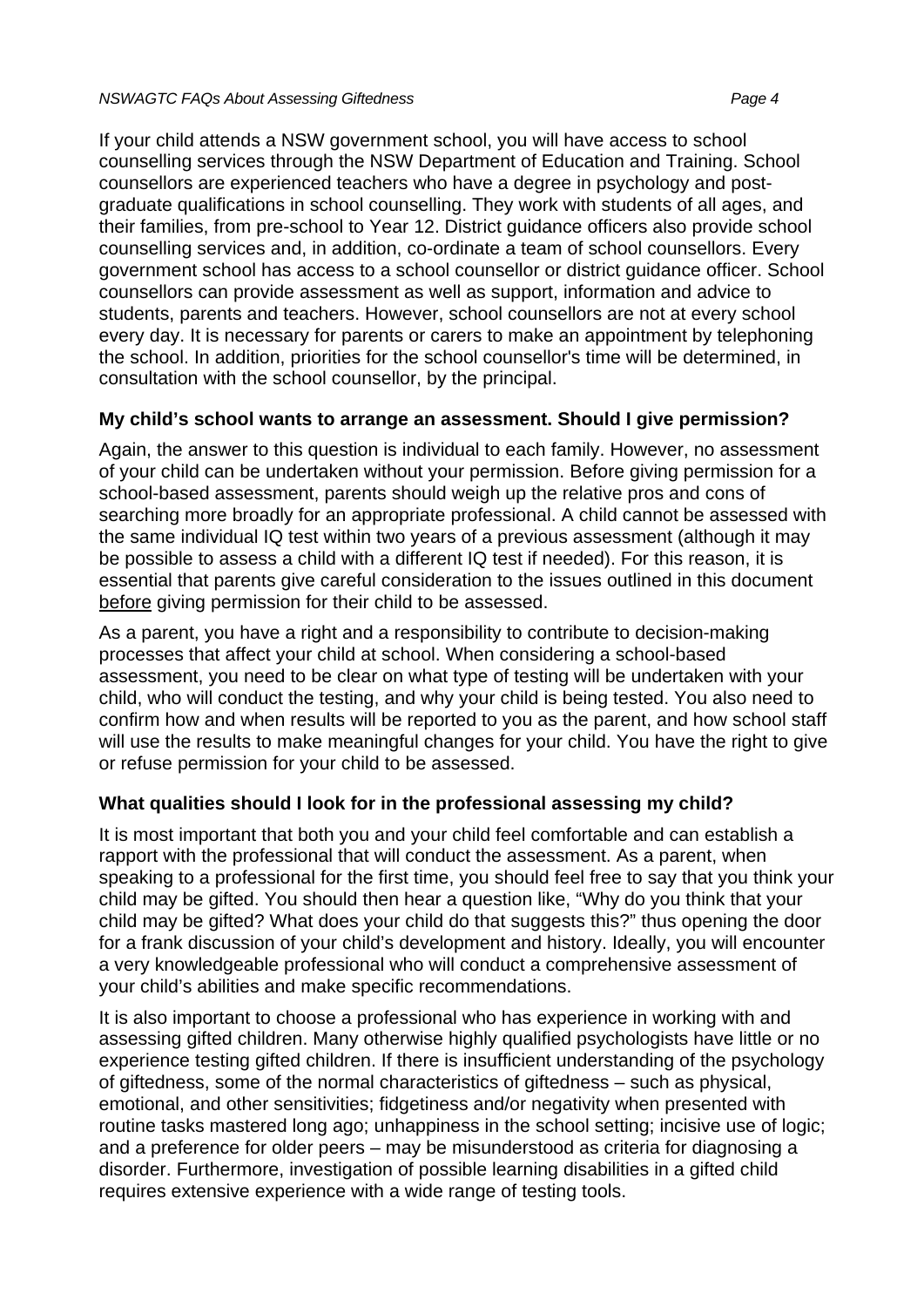If your child attends a NSW government school, you will have access to school counselling services through the NSW Department of Education and Training. School counsellors are experienced teachers who have a degree in psychology and post-graduate qualifications in school counselling. They work with students of all ages, and their families, from pre-school to Year 12. District guidance officers also provide school counselling services and, in addition, co-ordinate a team of school counsellors. Every government school has access to a school counsellor or district guidance officer. School counsellors can provide assessment as well as support, information and advice to students, parents and teachers. However, school counsellors are not at every school every day. It is necessary for parents or carers to make an appointment by telephoning the school. In addition, priorities for the school counsellor's time will be determined, in consultation with the school counsellor, by the principal.

### My child's school wants to arrange an assessment. Should I give permission?

Again, the answer to this question is individual to each family. However, no assessment of your child can be undertaken without your permission. Before giving permission for a school-based assessment, parents should weigh up the relative pros and cons of searching more broadly for an appropriate professional. A child cannot be assessed with the same individual IQ test within two years of a previous assessment (although it may be possible to assess a child with a different IQ test if needed). For this reason, it is essential that parents give careful consideration to the issues outlined in this document <u>before</u> giving permission for their child to be assessed.

As a parent, you have a right and a responsibility to contribute to decision-making processes that affect your child at school. When considering a school-based assessment, you need to be clear on what type of testing will be undertaken with your child, who will conduct the testing, and why your child is being tested. You also need to confirm how and when results will be reported to you as the parent, and how school staff will use the results to make meaningful changes for your child. You have the right to give or refuse permission for your child to be assessed.

### What qualities should I look for in the professional assessing my child?

It is most important that both you and your child feel comfortable and can establish a rapport with the professional that will conduct the assessment. As a parent, when speaking to a professional for the first time, you should feel free to say that you think your child may be gifted. You should then hear a question like, "Why do you think that your child may be gifted? What does your child do that suggests this?" thus opening the door for a frank discussion of your child's development and history. Ideally, you will encounter a very knowledgeable professional who will conduct a comprehensive assessment of your child's abilities and make specific recommendations.

It is also important to choose a professional who has experience in working with and assessing gifted children. Many otherwise highly qualified psychologists have little or no experience testing gifted children. If there is insufficient understanding of the psychology of giftedness, some of the normal characteristics of giftedness – such as physical, emotional, and other sensitivities; fidgetiness and/or negativity when presented with routine tasks mastered long ago; unhappiness in the school setting; incisive use of logic; and a preference for older peers – may be misunderstood as criteria for diagnosing a disorder. Furthermore, investigation of possible learning disabilities in a gifted child requires extensive experience with a wide range of testing tools.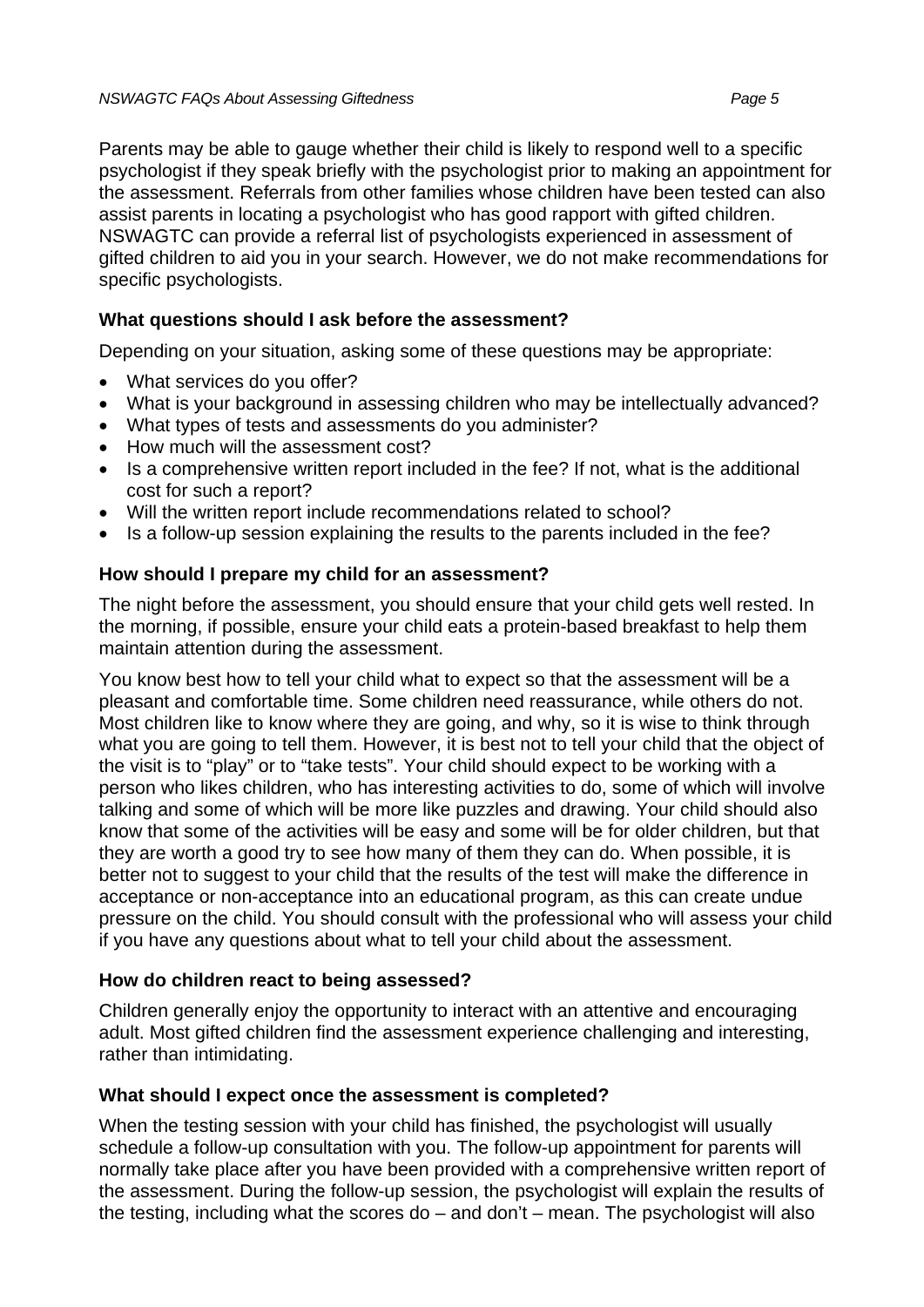Parents may be able to gauge whether their child is likely to respond well to a specific psychologist if they speak briefly with the psychologist prior to making an appointment for the assessment. Referrals from other families whose children have been tested can also assist parents in locating a psychologist who has good rapport with gifted children. NSWAGTC can provide a referral list of psychologists experienced in assessment of gifted children to aid you in your search. However, we do not make recommendations for specific psychologists.

### What questions should I ask before the assessment?

Depending on your situation, asking some of these questions may be appropriate:

- What services do you offer?
- What is your background in assessing children who may be intellectually advanced?
- What types of tests and assessments do you administer?
- How much will the assessment cost?
- Is a comprehensive written report included in the fee? If not, what is the additional cost for such a report?
- Will the written report include recommendations related to school?
- Is a follow-up session explaining the results to the parents included in the fee?

### How should I prepare my child for an assessment?

The night before the assessment, you should ensure that your child gets well rested. In the morning, if possible, ensure your child eats a protein-based breakfast to help them maintain attention during the assessment.

You know best how to tell your child what to expect so that the assessment will be a pleasant and comfortable time. Some children need reassurance, while others do not. Most children like to know where they are going, and why, so it is wise to think through what you are going to tell them. However, it is best not to tell your child that the object of the visit is to "play" or to "take tests". Your child should expect to be working with a person who likes children, who has interesting activities to do, some of which will involve talking and some of which will be more like puzzles and drawing. Your child should also know that some of the activities will be easy and some will be for older children, but that they are worth a good try to see how many of them they can do. When possible, it is better not to suggest to your child that the results of the test will make the difference in acceptance or non-acceptance into an educational program, as this can create undue pressure on the child. You should consult with the professional who will assess your child if you have any questions about what to tell your child about the assessment.

### How do children react to being assessed?

Children generally enjoy the opportunity to interact with an attentive and encouraging adult. Most gifted children find the assessment experience challenging and interesting, rather than intimidating.

### What should I expect once the assessment is completed?

When the testing session with your child has finished, the psychologist will usually schedule a follow-up consultation with you. The follow-up appointment for parents will normally take place after you have been provided with a comprehensive written report of the assessment. During the follow-up session, the psychologist will explain the results of the testing, including what the scores do – and don't – mean. The psychologist will also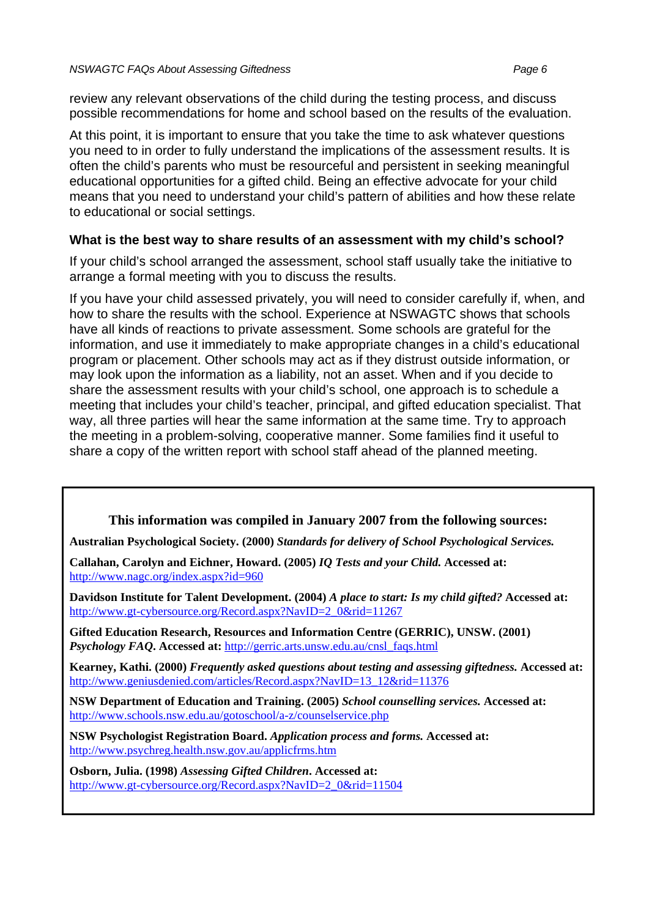review any relevant observations of the child during the testing process, and discuss possible recommendations for home and school based on the results of the evaluation.

At this point, it is important to ensure that you take the time to ask whatever questions you need to in order to fully understand the implications of the assessment results. It is often the child's parents who must be resourceful and persistent in seeking meaningful educational opportunities for a gifted child. Being an effective advocate for your child means that you need to understand your child's pattern of abilities and how these relate to educational or social settings.

### What is the best way to share results of an assessment with my child's school?

If your child's school arranged the assessment, school staff usually take the initiative to arrange a formal meeting with you to discuss the results.

If you have your child assessed privately, you will need to consider carefully if, when, and how to share the results with the school. Experience at NSWAGTC shows that schools have all kinds of reactions to private assessment. Some schools are grateful for the information, and use it immediately to make appropriate changes in a child's educational program or placement. Other schools may act as if they distrust outside information, or may look upon the information as a liability, not an asset. When and if you decide to share the assessment results with your child's school, one approach is to schedule a meeting that includes your child's teacher, principal, and gifted education specialist. That way, all three parties will hear the same information at the same time. Try to approach the meeting in a problem-solving, cooperative manner. Some families find it useful to share a copy of the written report with school staff ahead of the planned meeting.

**This information was compiled in January 2007 from the following sources:**

**Australian Psychological Society. (2000)** ***Standards for delivery of School Psychological Services.***

**Callahan, Carolyn and Eichner, Howard. (2005)** ***IQ Tests and your Child.*** **Accessed at:** http://www.nagc.org/index.aspx?id=960

**Davidson Institute for Talent Development. (2004)** ***A place to start: Is my child gifted?*** **Accessed at:** http://www.gt-cybersource.org/Record.aspx?NavID=2_0&rid=11267

**Gifted Education Research, Resources and Information Centre (GERRIC), UNSW. (2001)** ***Psychology FAQ.*** **Accessed at:** http://gerric.arts.unsw.edu.au/cnsl_faqs.html

**Kearney, Kathi. (2000)** ***Frequently asked questions about testing and assessing giftedness.*** **Accessed at:** http://www.geniusdenied.com/articles/Record.aspx?NavID=13_12&rid=11376

**NSW Department of Education and Training. (2005)** ***School counselling services.*** **Accessed at:** http://www.schools.nsw.edu.au/gotoschool/a-z/counselservice.php

**NSW Psychologist Registration Board.** ***Application process and forms.*** **Accessed at:** http://www.psychreg.health.nsw.gov.au/applicfrms.htm

**Osborn, Julia. (1998)** ***Assessing Gifted Children.*** **Accessed at:** http://www.gt-cybersource.org/Record.aspx?NavID=2_0&rid=11504